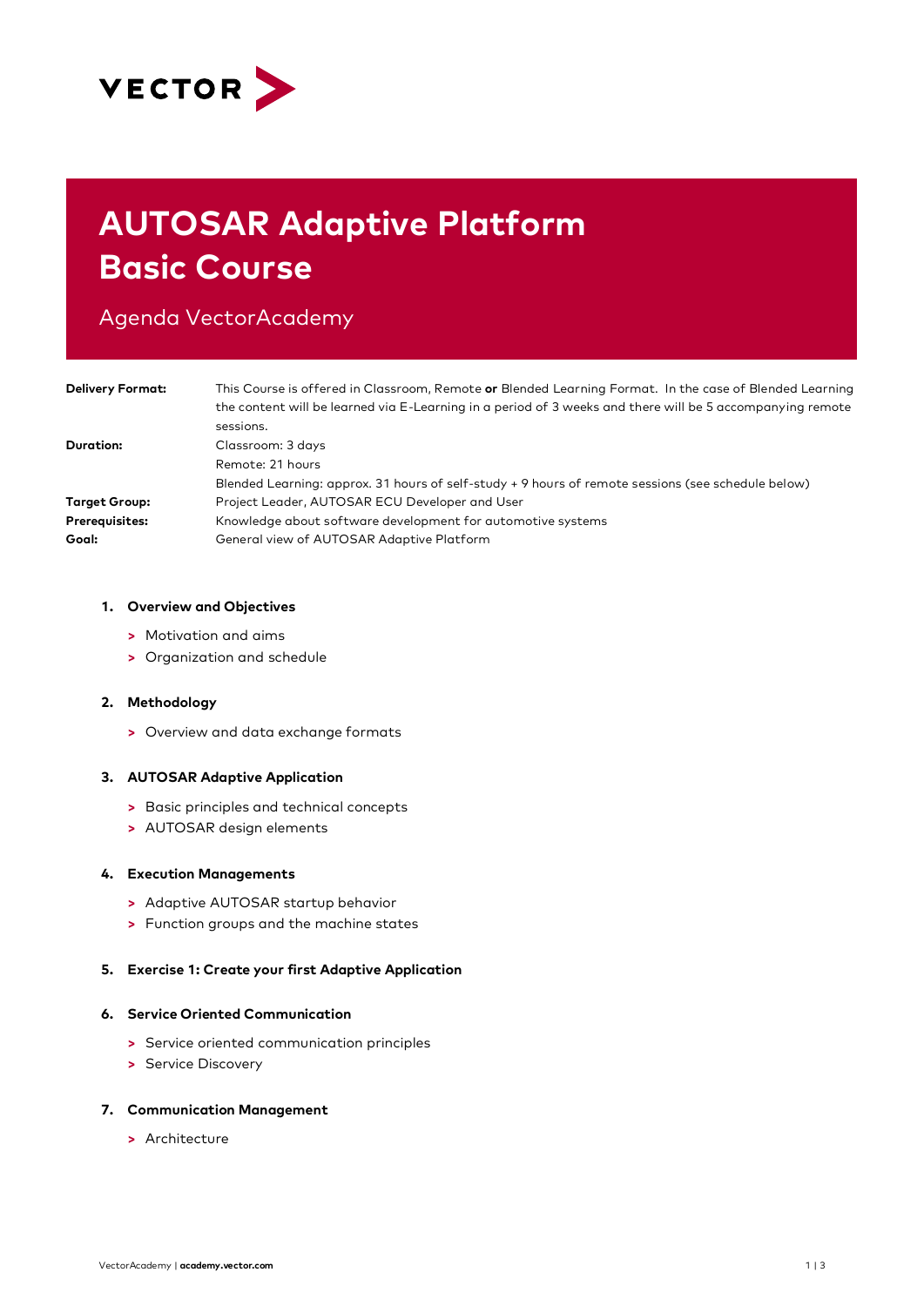VECTOR

# AUTOSAR Adaptive Platform Basic Course

Agenda VectorAcademy

| | |
|---|---|
| **Delivery Format:** | This Course is offered in Classroom, Remote **or** Blended Learning Format. In the case of Blended Learning the content will be learned via E-Learning in a period of 3 weeks and there will be 5 accompanying remote sessions. |
| **Duration:** | Classroom: 3 days<br>Remote: 21 hours<br>Blended Learning: approx. 31 hours of self-study + 9 hours of remote sessions (see schedule below) |
| **Target Group:** | Project Leader, AUTOSAR ECU Developer and User |
| **Prerequisites:** | Knowledge about software development for automotive systems |
| **Goal:** | General view of AUTOSAR Adaptive Platform |

1. **Overview and Objectives**
   - Motivation and aims
   - Organization and schedule

2. **Methodology**
   - Overview and data exchange formats

3. **AUTOSAR Adaptive Application**
   - Basic principles and technical concepts
   - AUTOSAR design elements

4. **Execution Managements**
   - Adaptive AUTOSAR startup behavior
   - Function groups and the machine states

5. **Exercise 1: Create your first Adaptive Application**

6. **Service Oriented Communication**
   - Service oriented communication principles
   - Service Discovery

7. **Communication Management**
   - Architecture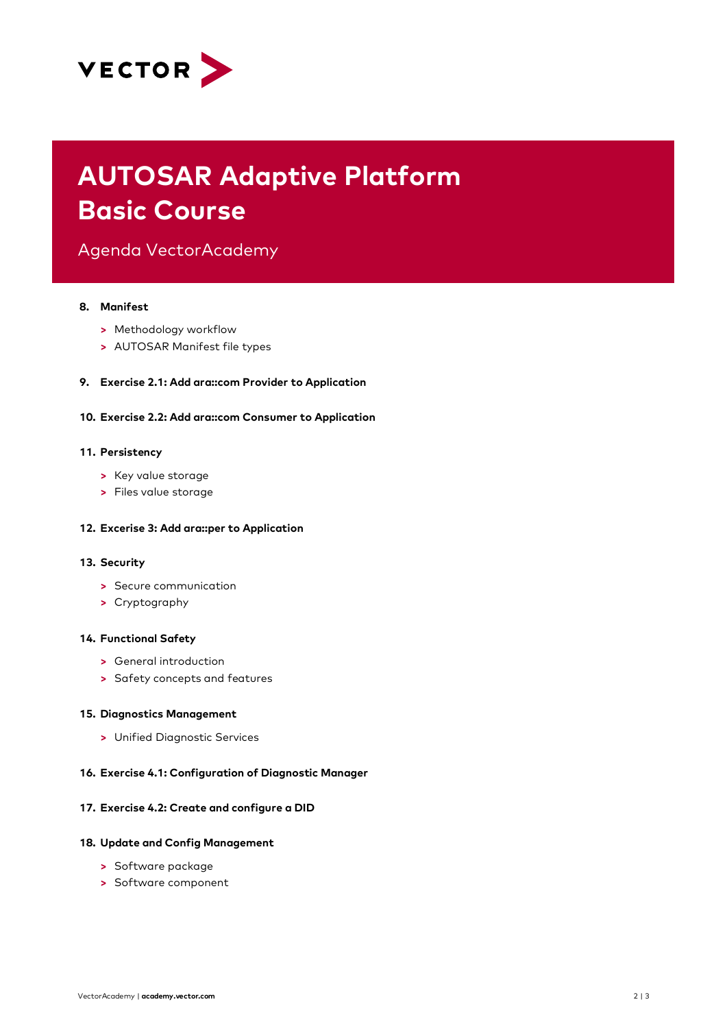VECTOR

# AUTOSAR Adaptive Platform Basic Course

Agenda VectorAcademy

8. **Manifest**
   - Methodology workflow
   - AUTOSAR Manifest file types

9. **Exercise 2.1: Add ara::com Provider to Application**

10. **Exercise 2.2: Add ara::com Consumer to Application**

11. **Persistency**
    - Key value storage
    - Files value storage

12. **Excerise 3: Add ara::per to Application**

13. **Security**
    - Secure communication
    - Cryptography

14. **Functional Safety**
    - General introduction
    - Safety concepts and features

15. **Diagnostics Management**
    - Unified Diagnostic Services

16. **Exercise 4.1: Configuration of Diagnostic Manager**

17. **Exercise 4.2: Create and configure a DID**

18. **Update and Config Management**
    - Software package
    - Software component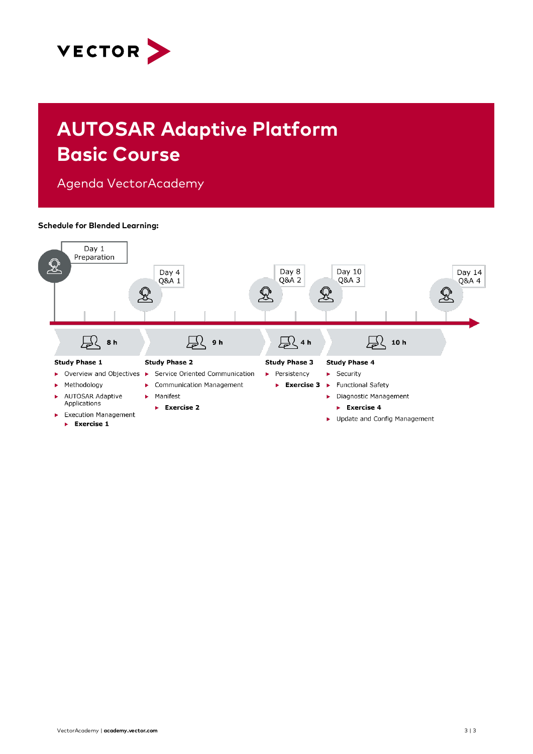# AUTOSAR Adaptive Platform Basic Course

Agenda VectorAcademy

**Schedule for Blended Learning:**

Day 1
Preparation

Day 4
Q&A 1

Day 8
Q&A 2

Day 10
Q&A 3

Day 14
Q&A 4

8 h

9 h

4 h

10 h

**Study Phase 1**

- Overview and Objectives
- Methodology
- AUTOSAR Adaptive Applications
- Execution Management
  - **Exercise 1**

**Study Phase 2**

- Service Oriented Communication
- Communication Management
- Manifest
  - **Exercise 2**

**Study Phase 3**

- Persistency
  - **Exercise 3**

**Study Phase 4**

- Security
- Functional Safety
- Diagnostic Management
  - **Exercise 4**
- Update and Config Management